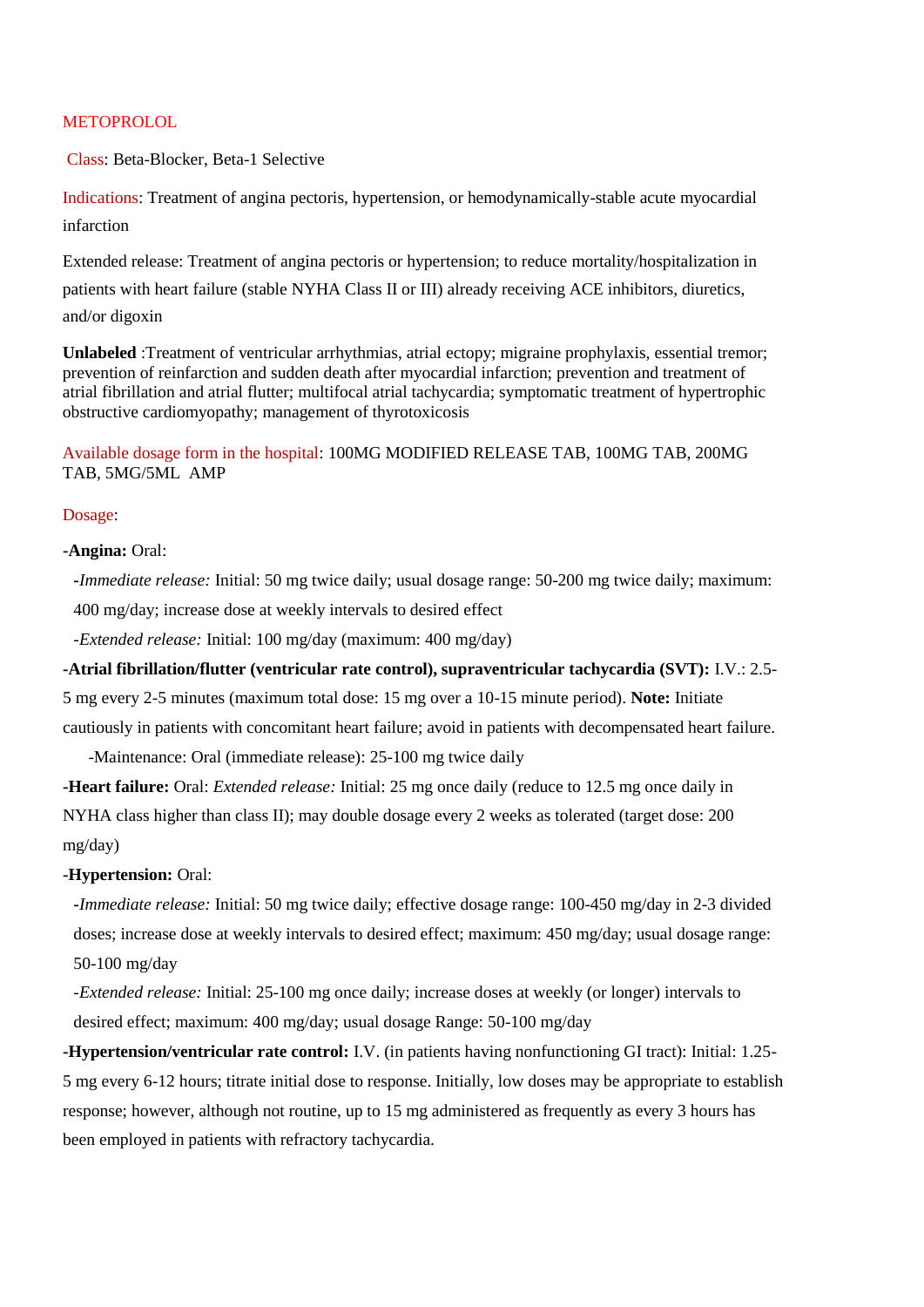# METOPROLOL

**Class**: Beta-Blocker, Beta-1 Selective

**Indications**: Treatment of angina pectoris, hypertension, or hemodynamically-stable acute myocardial infarction

Extended release: Treatment of angina pectoris or hypertension; to reduce mortality/hospitalization in patients with heart failure (stable NYHA Class II or III) already receiving ACE inhibitors, diuretics, and/or digoxin

**Unlabeled** :Treatment of ventricular arrhythmias, atrial ectopy; migraine prophylaxis, essential tremor; prevention of reinfarction and sudden death after myocardial infarction; prevention and treatment of atrial fibrillation and atrial flutter; multifocal atrial tachycardia; symptomatic treatment of hypertrophic obstructive cardiomyopathy; management of thyrotoxicosis

**Available dosage form in the hospital**: 100MG MODIFIED RELEASE TAB, 100MG TAB, 200MG TAB, 5MG/5ML AMP

**Dosage**:

**-Angina:** Oral:

- *Immediate release:* Initial: 50 mg twice daily; usual dosage range: 50-200 mg twice daily; maximum: 400 mg/day; increase dose at weekly intervals to desired effect
- *Extended release:* Initial: 100 mg/day (maximum: 400 mg/day)

**-Atrial fibrillation/flutter (ventricular rate control), supraventricular tachycardia (SVT):** I.V.: 2.5-5 mg every 2-5 minutes (maximum total dose: 15 mg over a 10-15 minute period). **Note:** Initiate cautiously in patients with concomitant heart failure; avoid in patients with decompensated heart failure.

- Maintenance: Oral (immediate release): 25-100 mg twice daily

**-Heart failure:** Oral: *Extended release:* Initial: 25 mg once daily (reduce to 12.5 mg once daily in NYHA class higher than class II); may double dosage every 2 weeks as tolerated (target dose: 200 mg/day)

**-Hypertension:** Oral:

- *Immediate release:* Initial: 50 mg twice daily; effective dosage range: 100-450 mg/day in 2-3 divided doses; increase dose at weekly intervals to desired effect; maximum: 450 mg/day; usual dosage range: 50-100 mg/day
- *Extended release:* Initial: 25-100 mg once daily; increase doses at weekly (or longer) intervals to desired effect; maximum: 400 mg/day; usual dosage Range: 50-100 mg/day

**-Hypertension/ventricular rate control:** I.V. (in patients having nonfunctioning GI tract): Initial: 1.25-5 mg every 6-12 hours; titrate initial dose to response. Initially, low doses may be appropriate to establish response; however, although not routine, up to 15 mg administered as frequently as every 3 hours has been employed in patients with refractory tachycardia.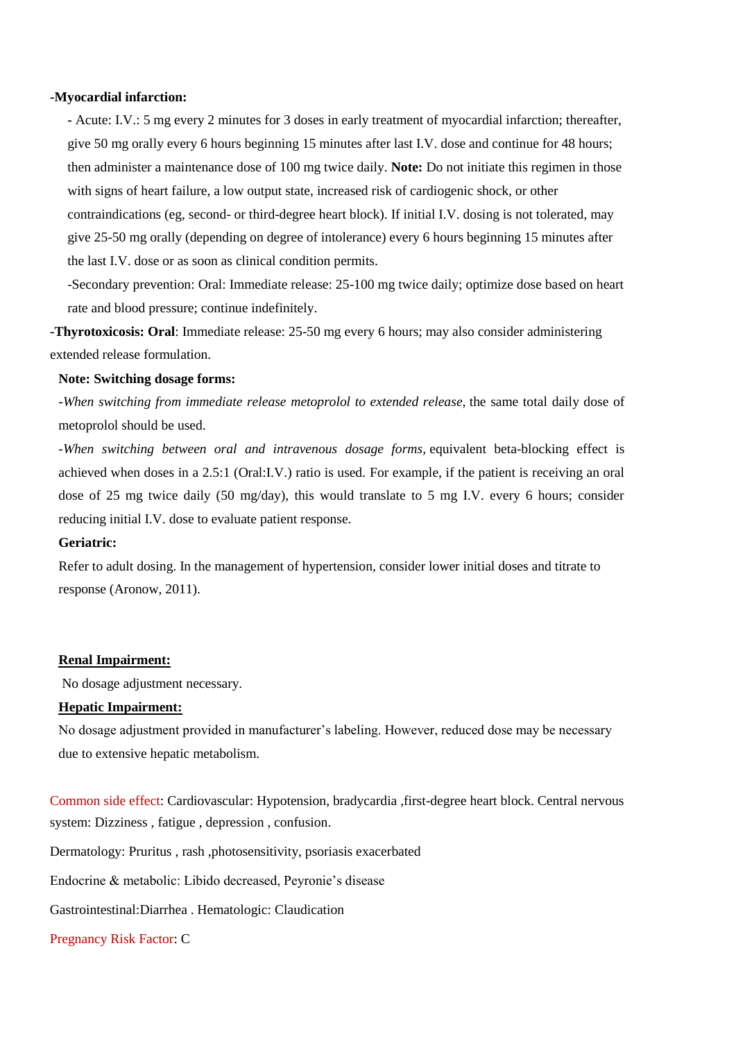**-Myocardial infarction:**

- Acute: I.V.: 5 mg every 2 minutes for 3 doses in early treatment of myocardial infarction; thereafter, give 50 mg orally every 6 hours beginning 15 minutes after last I.V. dose and continue for 48 hours; then administer a maintenance dose of 100 mg twice daily. **Note:** Do not initiate this regimen in those with signs of heart failure, a low output state, increased risk of cardiogenic shock, or other contraindications (eg, second- or third-degree heart block). If initial I.V. dosing is not tolerated, may give 25-50 mg orally (depending on degree of intolerance) every 6 hours beginning 15 minutes after the last I.V. dose or as soon as clinical condition permits.

-Secondary prevention: Oral: Immediate release: 25-100 mg twice daily; optimize dose based on heart rate and blood pressure; continue indefinitely.

**-Thyrotoxicosis: Oral**: Immediate release: 25-50 mg every 6 hours; may also consider administering extended release formulation.

**Note: Switching dosage forms:**

-*When switching from immediate release metoprolol to extended release,* the same total daily dose of metoprolol should be used.

-*When switching between oral and intravenous dosage forms,* equivalent beta-blocking effect is achieved when doses in a 2.5:1 (Oral:I.V.) ratio is used. For example, if the patient is receiving an oral dose of 25 mg twice daily (50 mg/day), this would translate to 5 mg I.V. every 6 hours; consider reducing initial I.V. dose to evaluate patient response.

**Geriatric:**

Refer to adult dosing. In the management of hypertension, consider lower initial doses and titrate to response (Aronow, 2011).

**Renal Impairment:**

No dosage adjustment necessary.

**Hepatic Impairment:**

No dosage adjustment provided in manufacturer's labeling. However, reduced dose may be necessary due to extensive hepatic metabolism.

Common side effect: Cardiovascular: Hypotension, bradycardia ,first-degree heart block. Central nervous system: Dizziness , fatigue , depression , confusion.

Dermatology: Pruritus , rash ,photosensitivity, psoriasis exacerbated

Endocrine & metabolic: Libido decreased, Peyronie's disease

Gastrointestinal:Diarrhea . Hematologic: Claudication

Pregnancy Risk Factor: C